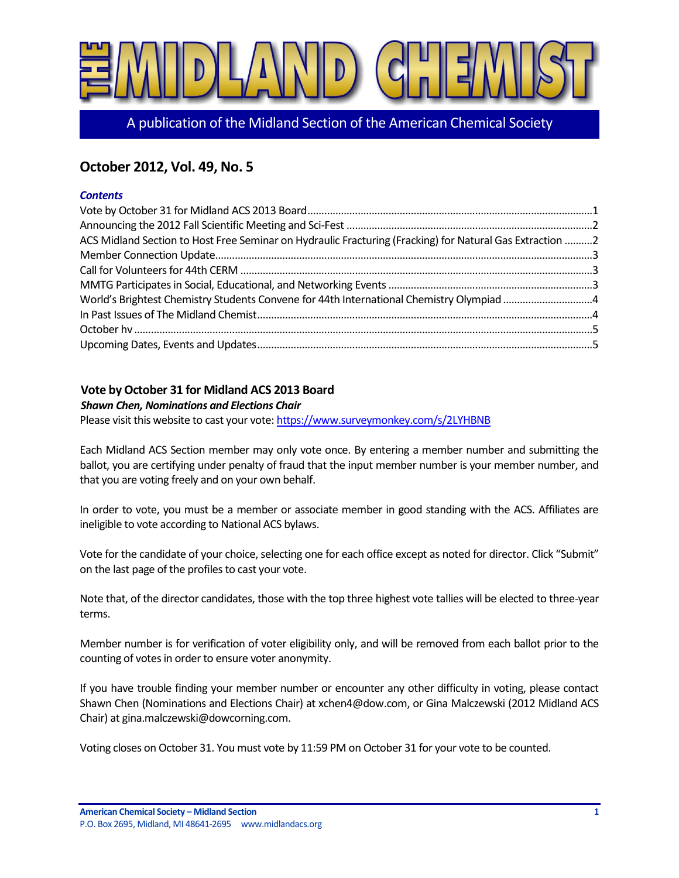# THE MIDLAND CHEMIST

A publication of the Midland Section of the American Chemical Society

## October 2012, Vol. 49, No. 5

***Contents***

Vote by October 31 for Midland ACS 2013 Board ....... 1
Announcing the 2012 Fall Scientific Meeting and Sci-Fest ....... 2
ACS Midland Section to Host Free Seminar on Hydraulic Fracturing (Fracking) for Natural Gas Extraction ....... 2
Member Connection Update ....... 3
Call for Volunteers for 44th CERM ....... 3
MMTG Participates in Social, Educational, and Networking Events ....... 3
World's Brightest Chemistry Students Convene for 44th International Chemistry Olympiad ....... 4
In Past Issues of The Midland Chemist ....... 4
October hv ....... 5
Upcoming Dates, Events and Updates ....... 5

### Vote by October 31 for Midland ACS 2013 Board

***Shawn Chen, Nominations and Elections Chair***

Please visit this website to cast your vote: https://www.surveymonkey.com/s/2LYHBNB

Each Midland ACS Section member may only vote once. By entering a member number and submitting the ballot, you are certifying under penalty of fraud that the input member number is your member number, and that you are voting freely and on your own behalf.

In order to vote, you must be a member or associate member in good standing with the ACS. Affiliates are ineligible to vote according to National ACS bylaws.

Vote for the candidate of your choice, selecting one for each office except as noted for director. Click "Submit" on the last page of the profiles to cast your vote.

Note that, of the director candidates, those with the top three highest vote tallies will be elected to three-year terms.

Member number is for verification of voter eligibility only, and will be removed from each ballot prior to the counting of votes in order to ensure voter anonymity.

If you have trouble finding your member number or encounter any other difficulty in voting, please contact Shawn Chen (Nominations and Elections Chair) at xchen4@dow.com, or Gina Malczewski (2012 Midland ACS Chair) at gina.malczewski@dowcorning.com.

Voting closes on October 31. You must vote by 11:59 PM on October 31 for your vote to be counted.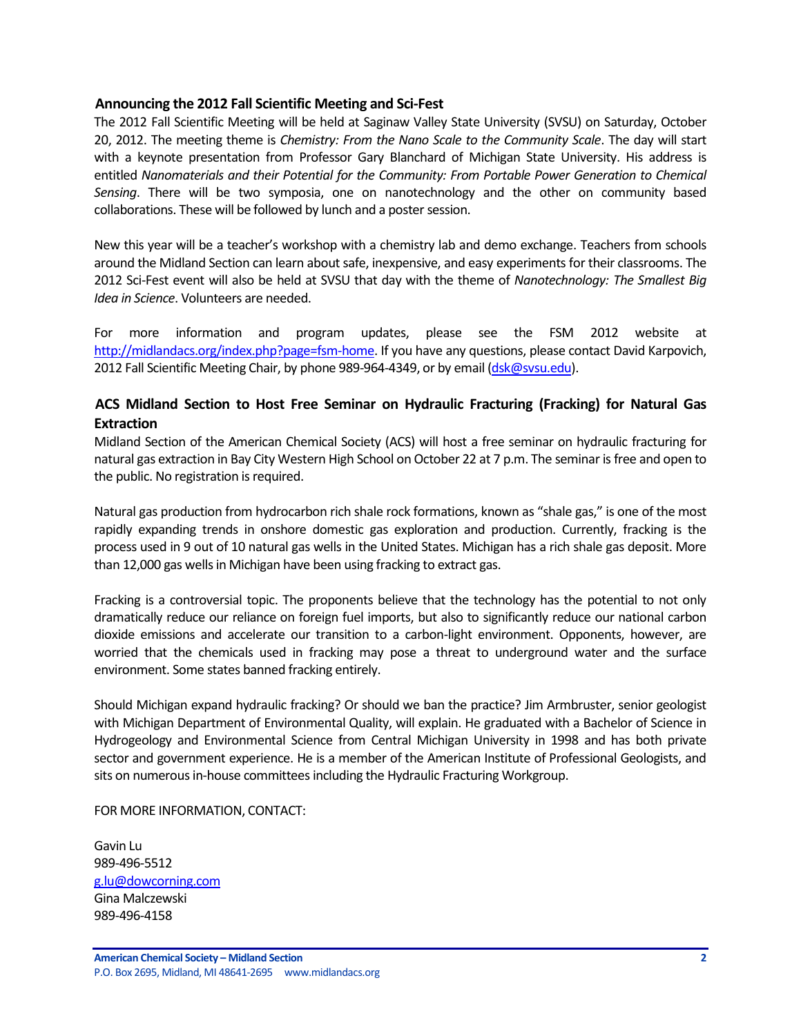## Announcing the 2012 Fall Scientific Meeting and Sci-Fest

The 2012 Fall Scientific Meeting will be held at Saginaw Valley State University (SVSU) on Saturday, October 20, 2012. The meeting theme is *Chemistry: From the Nano Scale to the Community Scale*. The day will start with a keynote presentation from Professor Gary Blanchard of Michigan State University. His address is entitled *Nanomaterials and their Potential for the Community: From Portable Power Generation to Chemical Sensing*. There will be two symposia, one on nanotechnology and the other on community based collaborations. These will be followed by lunch and a poster session.

New this year will be a teacher's workshop with a chemistry lab and demo exchange. Teachers from schools around the Midland Section can learn about safe, inexpensive, and easy experiments for their classrooms. The 2012 Sci-Fest event will also be held at SVSU that day with the theme of *Nanotechnology: The Smallest Big Idea in Science*. Volunteers are needed.

For more information and program updates, please see the FSM 2012 website at [http://midlandacs.org/index.php?page=fsm-home](http://midlandacs.org/index.php?page=fsm-home). If you have any questions, please contact David Karpovich, 2012 Fall Scientific Meeting Chair, by phone 989-964-4349, or by email ([dsk@svsu.edu](mailto:dsk@svsu.edu)).

## ACS Midland Section to Host Free Seminar on Hydraulic Fracturing (Fracking) for Natural Gas Extraction

Midland Section of the American Chemical Society (ACS) will host a free seminar on hydraulic fracturing for natural gas extraction in Bay City Western High School on October 22 at 7 p.m. The seminar is free and open to the public. No registration is required.

Natural gas production from hydrocarbon rich shale rock formations, known as "shale gas," is one of the most rapidly expanding trends in onshore domestic gas exploration and production. Currently, fracking is the process used in 9 out of 10 natural gas wells in the United States. Michigan has a rich shale gas deposit. More than 12,000 gas wells in Michigan have been using fracking to extract gas.

Fracking is a controversial topic. The proponents believe that the technology has the potential to not only dramatically reduce our reliance on foreign fuel imports, but also to significantly reduce our national carbon dioxide emissions and accelerate our transition to a carbon-light environment. Opponents, however, are worried that the chemicals used in fracking may pose a threat to underground water and the surface environment. Some states banned fracking entirely.

Should Michigan expand hydraulic fracking? Or should we ban the practice? Jim Armbruster, senior geologist with Michigan Department of Environmental Quality, will explain. He graduated with a Bachelor of Science in Hydrogeology and Environmental Science from Central Michigan University in 1998 and has both private sector and government experience. He is a member of the American Institute of Professional Geologists, and sits on numerous in-house committees including the Hydraulic Fracturing Workgroup.

FOR MORE INFORMATION, CONTACT:

Gavin Lu
989-496-5512
[g.lu@dowcorning.com](mailto:g.lu@dowcorning.com)
Gina Malczewski
989-496-4158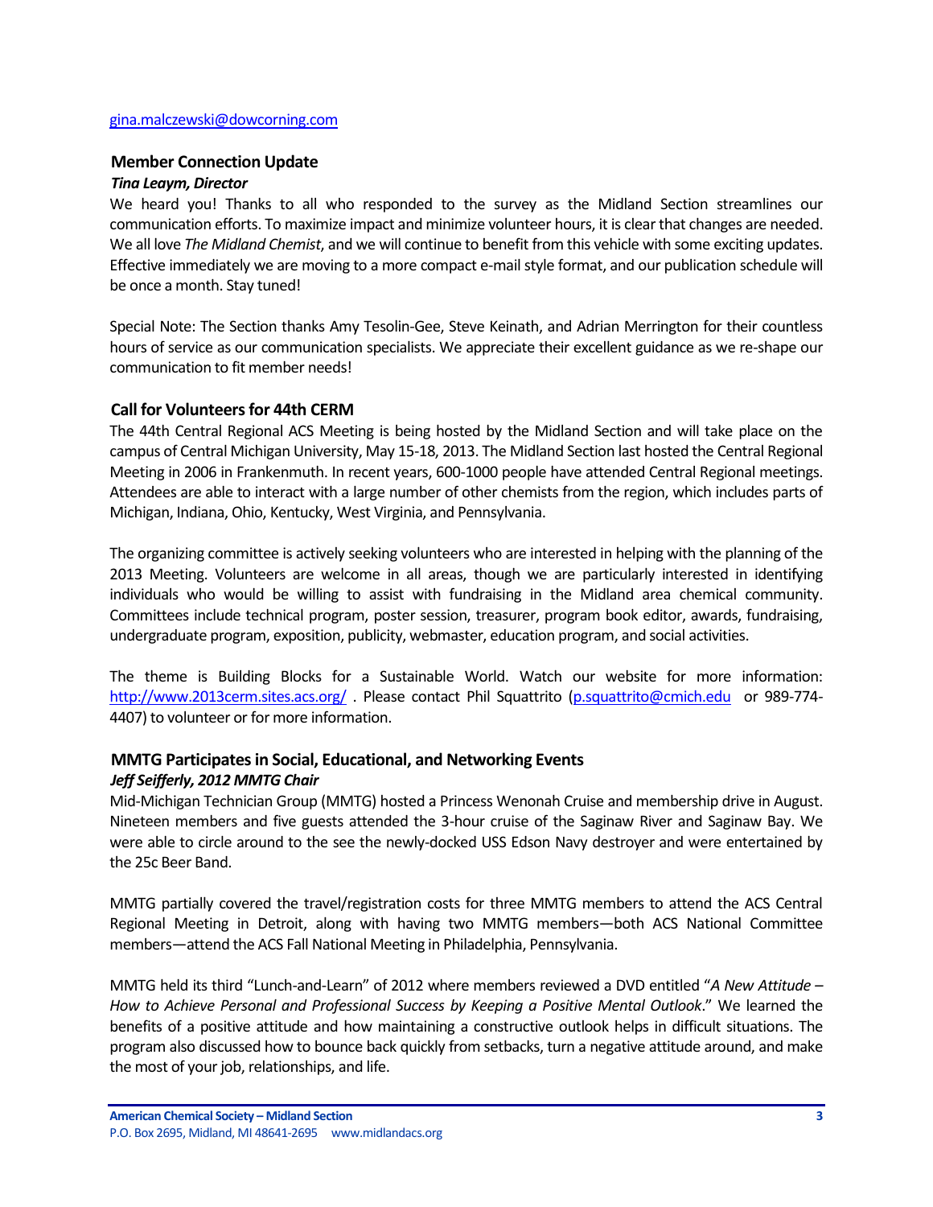gina.malczewski@dowcorning.com

### Member Connection Update

***Tina Leaym, Director***

We heard you! Thanks to all who responded to the survey as the Midland Section streamlines our communication efforts. To maximize impact and minimize volunteer hours, it is clear that changes are needed. We all love *The Midland Chemist*, and we will continue to benefit from this vehicle with some exciting updates. Effective immediately we are moving to a more compact e-mail style format, and our publication schedule will be once a month. Stay tuned!

Special Note: The Section thanks Amy Tesolin-Gee, Steve Keinath, and Adrian Merrington for their countless hours of service as our communication specialists. We appreciate their excellent guidance as we re-shape our communication to fit member needs!

### Call for Volunteers for 44th CERM

The 44th Central Regional ACS Meeting is being hosted by the Midland Section and will take place on the campus of Central Michigan University, May 15-18, 2013. The Midland Section last hosted the Central Regional Meeting in 2006 in Frankenmuth. In recent years, 600-1000 people have attended Central Regional meetings. Attendees are able to interact with a large number of other chemists from the region, which includes parts of Michigan, Indiana, Ohio, Kentucky, West Virginia, and Pennsylvania.

The organizing committee is actively seeking volunteers who are interested in helping with the planning of the 2013 Meeting. Volunteers are welcome in all areas, though we are particularly interested in identifying individuals who would be willing to assist with fundraising in the Midland area chemical community. Committees include technical program, poster session, treasurer, program book editor, awards, fundraising, undergraduate program, exposition, publicity, webmaster, education program, and social activities.

The theme is Building Blocks for a Sustainable World. Watch our website for more information: http://www.2013cerm.sites.acs.org/ . Please contact Phil Squattrito (p.squattrito@cmich.edu or 989-774-4407) to volunteer or for more information.

### MMTG Participates in Social, Educational, and Networking Events

***Jeff Seifferly, 2012 MMTG Chair***

Mid-Michigan Technician Group (MMTG) hosted a Princess Wenonah Cruise and membership drive in August. Nineteen members and five guests attended the 3-hour cruise of the Saginaw River and Saginaw Bay. We were able to circle around to the see the newly-docked USS Edson Navy destroyer and were entertained by the 25c Beer Band.

MMTG partially covered the travel/registration costs for three MMTG members to attend the ACS Central Regional Meeting in Detroit, along with having two MMTG members—both ACS National Committee members—attend the ACS Fall National Meeting in Philadelphia, Pennsylvania.

MMTG held its third "Lunch-and-Learn" of 2012 where members reviewed a DVD entitled "*A New Attitude – How to Achieve Personal and Professional Success by Keeping a Positive Mental Outlook*." We learned the benefits of a positive attitude and how maintaining a constructive outlook helps in difficult situations. The program also discussed how to bounce back quickly from setbacks, turn a negative attitude around, and make the most of your job, relationships, and life.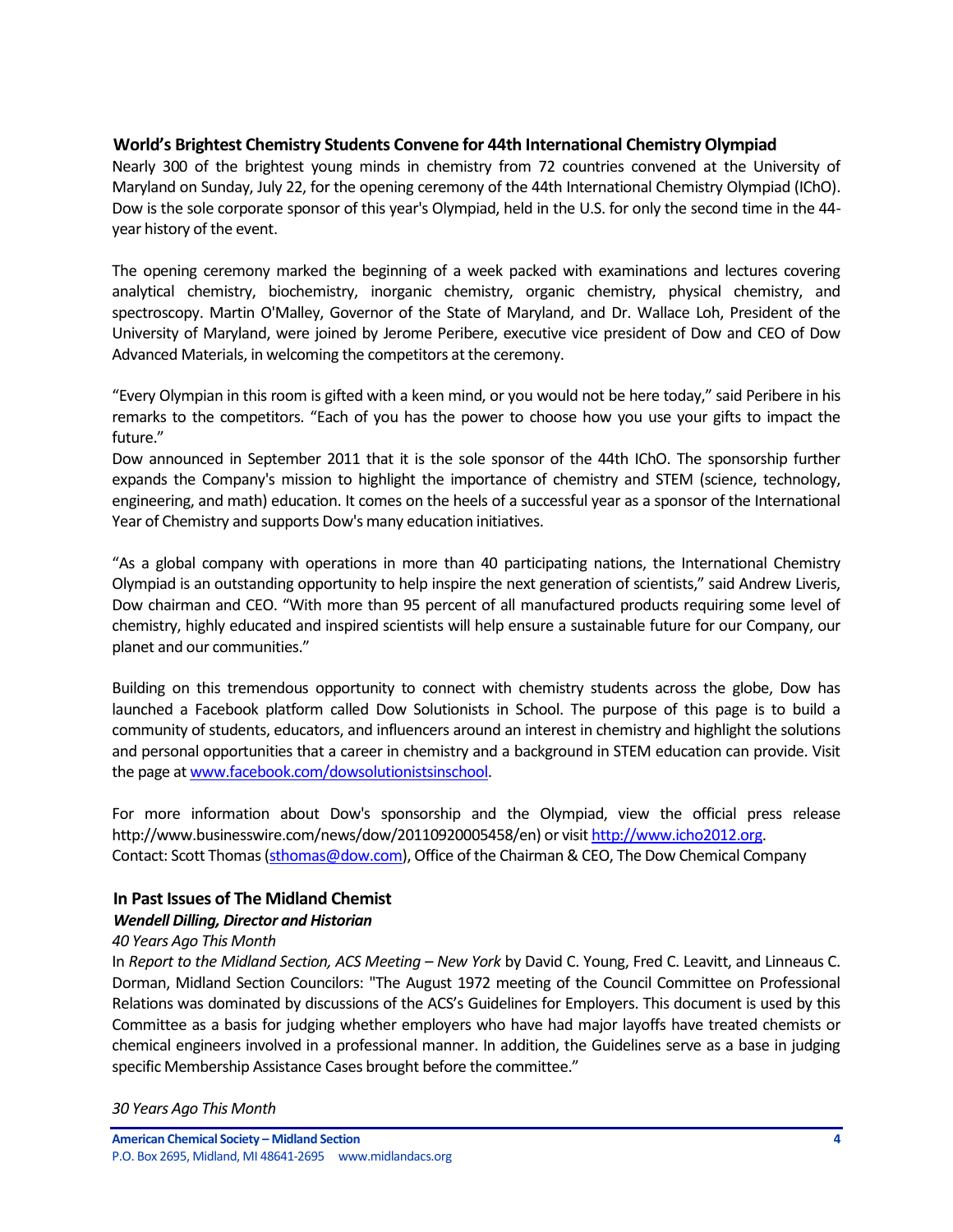## World's Brightest Chemistry Students Convene for 44th International Chemistry Olympiad

Nearly 300 of the brightest young minds in chemistry from 72 countries convened at the University of Maryland on Sunday, July 22, for the opening ceremony of the 44th International Chemistry Olympiad (IChO). Dow is the sole corporate sponsor of this year's Olympiad, held in the U.S. for only the second time in the 44-year history of the event.

The opening ceremony marked the beginning of a week packed with examinations and lectures covering analytical chemistry, biochemistry, inorganic chemistry, organic chemistry, physical chemistry, and spectroscopy. Martin O'Malley, Governor of the State of Maryland, and Dr. Wallace Loh, President of the University of Maryland, were joined by Jerome Peribere, executive vice president of Dow and CEO of Dow Advanced Materials, in welcoming the competitors at the ceremony.

"Every Olympian in this room is gifted with a keen mind, or you would not be here today," said Peribere in his remarks to the competitors. "Each of you has the power to choose how you use your gifts to impact the future."

Dow announced in September 2011 that it is the sole sponsor of the 44th IChO. The sponsorship further expands the Company's mission to highlight the importance of chemistry and STEM (science, technology, engineering, and math) education. It comes on the heels of a successful year as a sponsor of the International Year of Chemistry and supports Dow's many education initiatives.

"As a global company with operations in more than 40 participating nations, the International Chemistry Olympiad is an outstanding opportunity to help inspire the next generation of scientists," said Andrew Liveris, Dow chairman and CEO. "With more than 95 percent of all manufactured products requiring some level of chemistry, highly educated and inspired scientists will help ensure a sustainable future for our Company, our planet and our communities."

Building on this tremendous opportunity to connect with chemistry students across the globe, Dow has launched a Facebook platform called Dow Solutionists in School. The purpose of this page is to build a community of students, educators, and influencers around an interest in chemistry and highlight the solutions and personal opportunities that a career in chemistry and a background in STEM education can provide. Visit the page at [www.facebook.com/dowsolutionistsinschool](http://www.facebook.com/dowsolutionistsinschool).

For more information about Dow's sponsorship and the Olympiad, view the official press release http://www.businesswire.com/news/dow/20110920005458/en) or visit [http://www.icho2012.org](http://www.icho2012.org).
Contact: Scott Thomas ([sthomas@dow.com](mailto:sthomas@dow.com)), Office of the Chairman & CEO, The Dow Chemical Company

## In Past Issues of The Midland Chemist

***Wendell Dilling, Director and Historian***

*40 Years Ago This Month*

In *Report to the Midland Section, ACS Meeting – New York* by David C. Young, Fred C. Leavitt, and Linneaus C. Dorman, Midland Section Councilors: "The August 1972 meeting of the Council Committee on Professional Relations was dominated by discussions of the ACS's Guidelines for Employers. This document is used by this Committee as a basis for judging whether employers who have had major layoffs have treated chemists or chemical engineers involved in a professional manner. In addition, the Guidelines serve as a base in judging specific Membership Assistance Cases brought before the committee."

*30 Years Ago This Month*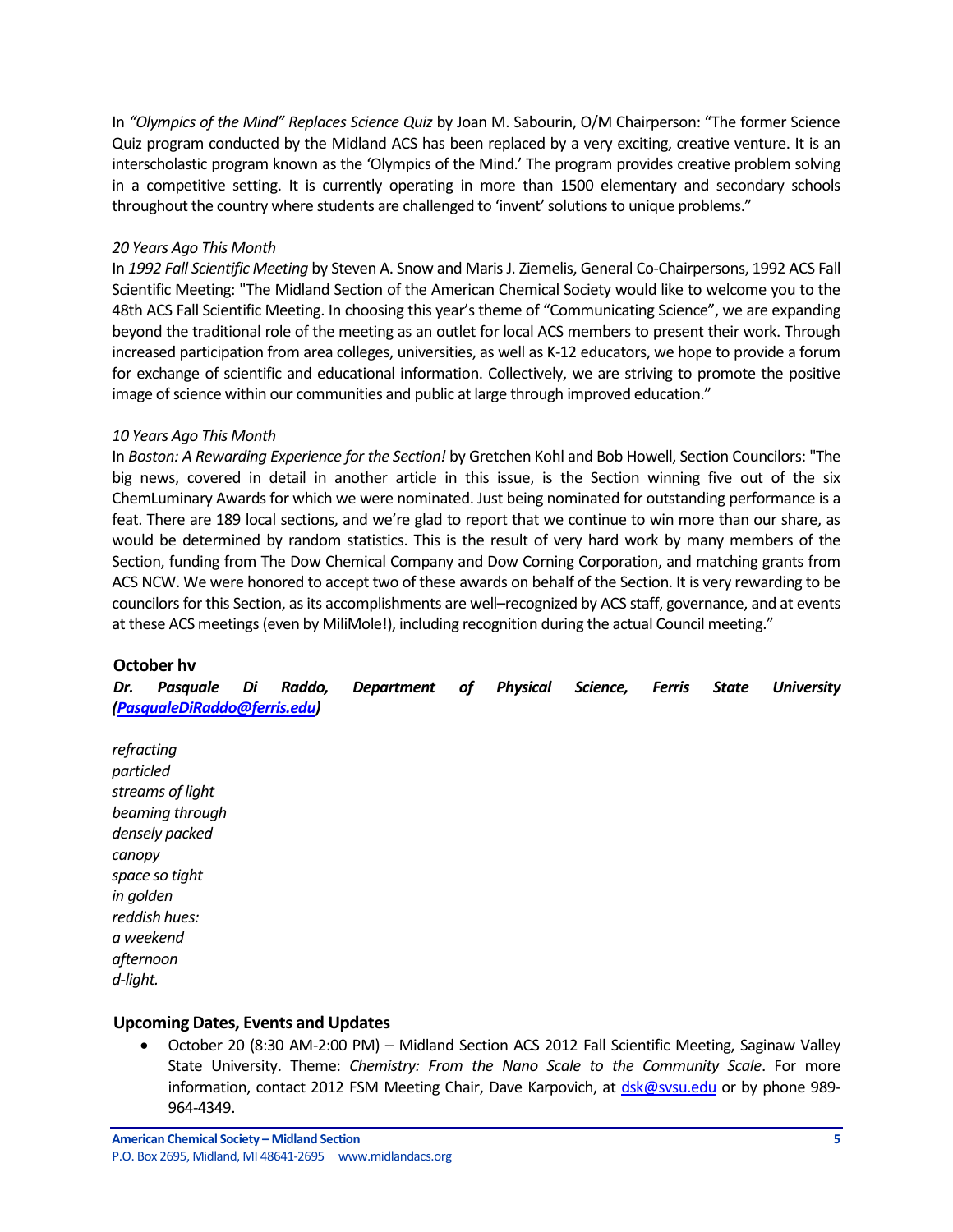In *"Olympics of the Mind" Replaces Science Quiz* by Joan M. Sabourin, O/M Chairperson: "The former Science Quiz program conducted by the Midland ACS has been replaced by a very exciting, creative venture. It is an interscholastic program known as the 'Olympics of the Mind.' The program provides creative problem solving in a competitive setting. It is currently operating in more than 1500 elementary and secondary schools throughout the country where students are challenged to 'invent' solutions to unique problems."

*20 Years Ago This Month*

In *1992 Fall Scientific Meeting* by Steven A. Snow and Maris J. Ziemelis, General Co-Chairpersons, 1992 ACS Fall Scientific Meeting: "The Midland Section of the American Chemical Society would like to welcome you to the 48th ACS Fall Scientific Meeting. In choosing this year's theme of "Communicating Science", we are expanding beyond the traditional role of the meeting as an outlet for local ACS members to present their work. Through increased participation from area colleges, universities, as well as K-12 educators, we hope to provide a forum for exchange of scientific and educational information. Collectively, we are striving to promote the positive image of science within our communities and public at large through improved education."

*10 Years Ago This Month*

In *Boston: A Rewarding Experience for the Section!* by Gretchen Kohl and Bob Howell, Section Councilors: "The big news, covered in detail in another article in this issue, is the Section winning five out of the six ChemLuminary Awards for which we were nominated. Just being nominated for outstanding performance is a feat. There are 189 local sections, and we're glad to report that we continue to win more than our share, as would be determined by random statistics. This is the result of very hard work by many members of the Section, funding from The Dow Chemical Company and Dow Corning Corporation, and matching grants from ACS NCW. We were honored to accept two of these awards on behalf of the Section. It is very rewarding to be councilors for this Section, as its accomplishments are well–recognized by ACS staff, governance, and at events at these ACS meetings (even by MiliMole!), including recognition during the actual Council meeting."

## October hv

***Dr. Pasquale Di Raddo, Department of Physical Science, Ferris State University (PasqualeDiRaddo@ferris.edu)***

*refracting*
*particled*
*streams of light*
*beaming through*
*densely packed*
*canopy*
*space so tight*
*in golden*
*reddish hues:*
*a weekend*
*afternoon*
*d-light.*

## Upcoming Dates, Events and Updates

- October 20 (8:30 AM-2:00 PM) – Midland Section ACS 2012 Fall Scientific Meeting, Saginaw Valley State University. Theme: *Chemistry: From the Nano Scale to the Community Scale*. For more information, contact 2012 FSM Meeting Chair, Dave Karpovich, at dsk@svsu.edu or by phone 989-964-4349.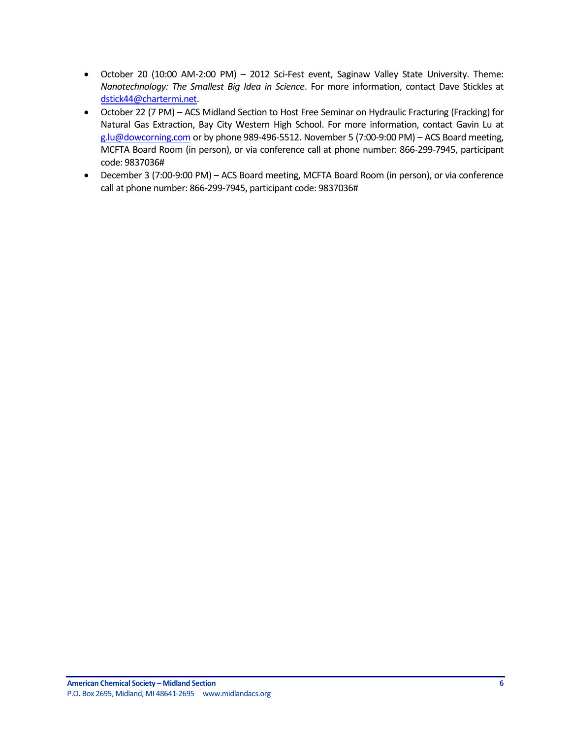- October 20 (10:00 AM-2:00 PM) – 2012 Sci-Fest event, Saginaw Valley State University. Theme: *Nanotechnology: The Smallest Big Idea in Science*. For more information, contact Dave Stickles at dstick44@chartermi.net.
- October 22 (7 PM) – ACS Midland Section to Host Free Seminar on Hydraulic Fracturing (Fracking) for Natural Gas Extraction, Bay City Western High School. For more information, contact Gavin Lu at g.lu@dowcorning.com or by phone 989-496-5512. November 5 (7:00-9:00 PM) – ACS Board meeting, MCFTA Board Room (in person), or via conference call at phone number: 866-299-7945, participant code: 9837036#
- December 3 (7:00-9:00 PM) – ACS Board meeting, MCFTA Board Room (in person), or via conference call at phone number: 866-299-7945, participant code: 9837036#